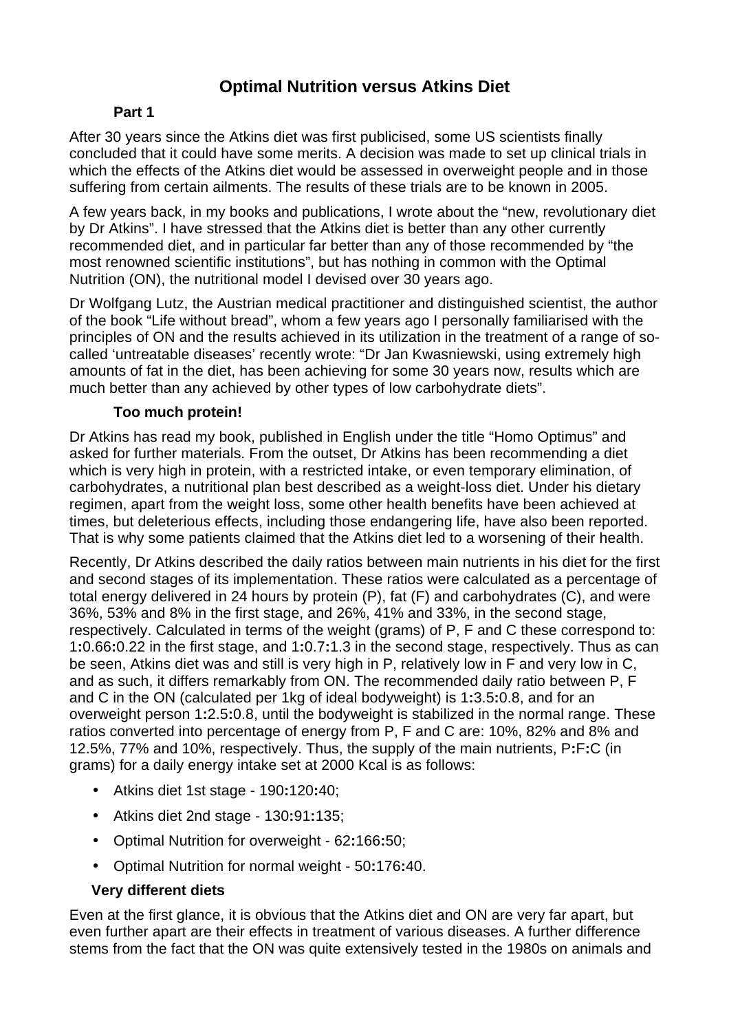# Optimal Nutrition versus Atkins Diet

## Part 1

After 30 years since the Atkins diet was first publicised, some US scientists finally concluded that it could have some merits. A decision was made to set up clinical trials in which the effects of the Atkins diet would be assessed in overweight people and in those suffering from certain ailments. The results of these trials are to be known in 2005.

A few years back, in my books and publications, I wrote about the "new, revolutionary diet by Dr Atkins". I have stressed that the Atkins diet is better than any other currently recommended diet, and in particular far better than any of those recommended by "the most renowned scientific institutions", but has nothing in common with the Optimal Nutrition (ON), the nutritional model I devised over 30 years ago.

Dr Wolfgang Lutz, the Austrian medical practitioner and distinguished scientist, the author of the book "Life without bread", whom a few years ago I personally familiarised with the principles of ON and the results achieved in its utilization in the treatment of a range of so-called 'untreatable diseases' recently wrote: "Dr Jan Kwasniewski, using extremely high amounts of fat in the diet, has been achieving for some 30 years now, results which are much better than any achieved by other types of low carbohydrate diets".

## Too much protein!

Dr Atkins has read my book, published in English under the title "Homo Optimus" and asked for further materials. From the outset, Dr Atkins has been recommending a diet which is very high in protein, with a restricted intake, or even temporary elimination, of carbohydrates, a nutritional plan best described as a weight-loss diet. Under his dietary regimen, apart from the weight loss, some other health benefits have been achieved at times, but deleterious effects, including those endangering life, have also been reported. That is why some patients claimed that the Atkins diet led to a worsening of their health.

Recently, Dr Atkins described the daily ratios between main nutrients in his diet for the first and second stages of its implementation. These ratios were calculated as a percentage of total energy delivered in 24 hours by protein (P), fat (F) and carbohydrates (C), and were 36%, 53% and 8% in the first stage, and 26%, 41% and 33%, in the second stage, respectively. Calculated in terms of the weight (grams) of P, F and C these correspond to: 1**:**0.66**:**0.22 in the first stage, and 1**:**0.7**:**1.3 in the second stage, respectively. Thus as can be seen, Atkins diet was and still is very high in P, relatively low in F and very low in C, and as such, it differs remarkably from ON. The recommended daily ratio between P, F and C in the ON (calculated per 1kg of ideal bodyweight) is 1**:**3.5**:**0.8, and for an overweight person 1**:**2.5**:**0.8, until the bodyweight is stabilized in the normal range. These ratios converted into percentage of energy from P, F and C are: 10%, 82% and 8% and 12.5%, 77% and 10%, respectively. Thus, the supply of the main nutrients, P**:**F**:**C (in grams) for a daily energy intake set at 2000 Kcal is as follows:

- Atkins diet 1st stage - 190**:**120**:**40;
- Atkins diet 2nd stage - 130**:**91**:**135;
- Optimal Nutrition for overweight - 62**:**166**:**50;
- Optimal Nutrition for normal weight - 50**:**176**:**40.

## Very different diets

Even at the first glance, it is obvious that the Atkins diet and ON are very far apart, but even further apart are their effects in treatment of various diseases. A further difference stems from the fact that the ON was quite extensively tested in the 1980s on animals and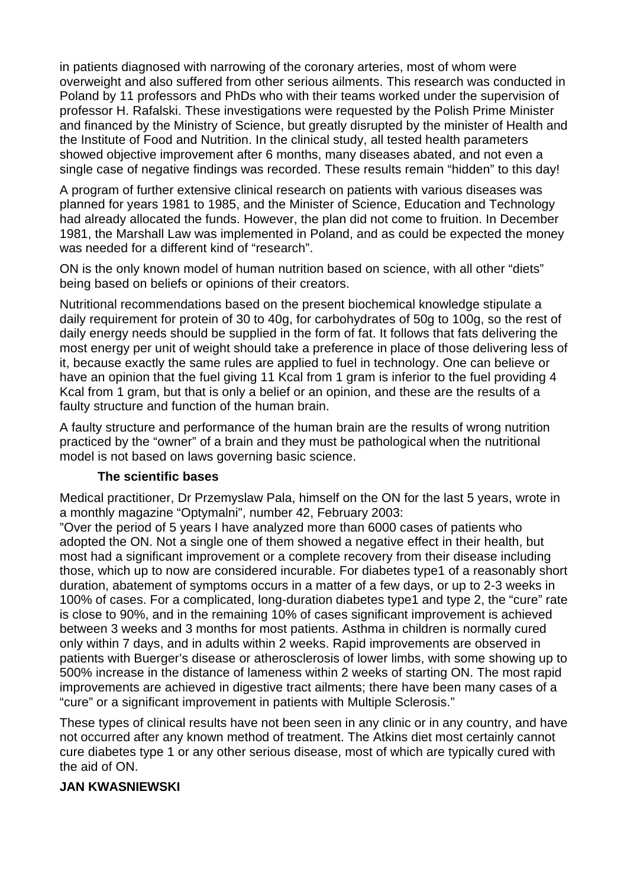in patients diagnosed with narrowing of the coronary arteries, most of whom were overweight and also suffered from other serious ailments. This research was conducted in Poland by 11 professors and PhDs who with their teams worked under the supervision of professor H. Rafalski. These investigations were requested by the Polish Prime Minister and financed by the Ministry of Science, but greatly disrupted by the minister of Health and the Institute of Food and Nutrition. In the clinical study, all tested health parameters showed objective improvement after 6 months, many diseases abated, and not even a single case of negative findings was recorded. These results remain "hidden" to this day!

A program of further extensive clinical research on patients with various diseases was planned for years 1981 to 1985, and the Minister of Science, Education and Technology had already allocated the funds. However, the plan did not come to fruition. In December 1981, the Marshall Law was implemented in Poland, and as could be expected the money was needed for a different kind of "research".

ON is the only known model of human nutrition based on science, with all other "diets" being based on beliefs or opinions of their creators.

Nutritional recommendations based on the present biochemical knowledge stipulate a daily requirement for protein of 30 to 40g, for carbohydrates of 50g to 100g, so the rest of daily energy needs should be supplied in the form of fat. It follows that fats delivering the most energy per unit of weight should take a preference in place of those delivering less of it, because exactly the same rules are applied to fuel in technology. One can believe or have an opinion that the fuel giving 11 Kcal from 1 gram is inferior to the fuel providing 4 Kcal from 1 gram, but that is only a belief or an opinion, and these are the results of a faulty structure and function of the human brain.

A faulty structure and performance of the human brain are the results of wrong nutrition practiced by the "owner" of a brain and they must be pathological when the nutritional model is not based on laws governing basic science.

### The scientific bases

Medical practitioner, Dr Przemyslaw Pala, himself on the ON for the last 5 years, wrote in a monthly magazine "Optymalni", number 42, February 2003:
"Over the period of 5 years I have analyzed more than 6000 cases of patients who adopted the ON. Not a single one of them showed a negative effect in their health, but most had a significant improvement or a complete recovery from their disease including those, which up to now are considered incurable. For diabetes type1 of a reasonably short duration, abatement of symptoms occurs in a matter of a few days, or up to 2-3 weeks in 100% of cases. For a complicated, long-duration diabetes type1 and type 2, the "cure" rate is close to 90%, and in the remaining 10% of cases significant improvement is achieved between 3 weeks and 3 months for most patients. Asthma in children is normally cured only within 7 days, and in adults within 2 weeks. Rapid improvements are observed in patients with Buerger's disease or atherosclerosis of lower limbs, with some showing up to 500% increase in the distance of lameness within 2 weeks of starting ON. The most rapid improvements are achieved in digestive tract ailments; there have been many cases of a "cure" or a significant improvement in patients with Multiple Sclerosis."

These types of clinical results have not been seen in any clinic or in any country, and have not occurred after any known method of treatment. The Atkins diet most certainly cannot cure diabetes type 1 or any other serious disease, most of which are typically cured with the aid of ON.

**JAN KWASNIEWSKI**